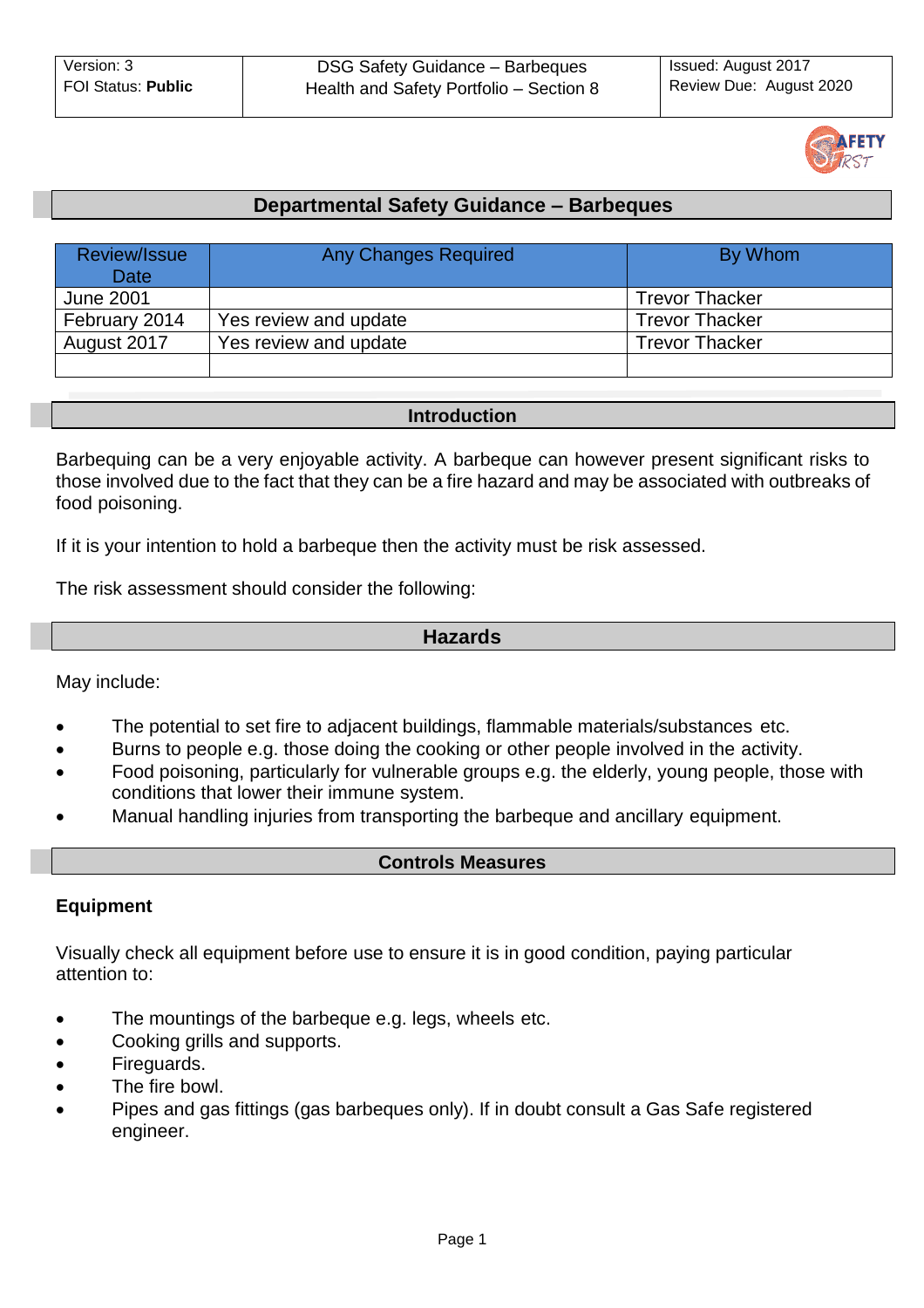| Version: 3<br>FOI Status: **Public** | DSG Safety Guidance – Barbeques<br>Health and Safety Portfolio – Section 8 | Issued: August 2017<br>Review Due: August 2020 |
|---|---|---|

# Departmental Safety Guidance – Barbeques

| Review/Issue Date | Any Changes Required | By Whom |
|---|---|---|
| June 2001 | | Trevor Thacker |
| February 2014 | Yes review and update | Trevor Thacker |
| August 2017 | Yes review and update | Trevor Thacker |
| | | |

## Introduction

Barbequing can be a very enjoyable activity. A barbeque can however present significant risks to those involved due to the fact that they can be a fire hazard and may be associated with outbreaks of food poisoning.

If it is your intention to hold a barbeque then the activity must be risk assessed.

The risk assessment should consider the following:

## Hazards

May include:

- The potential to set fire to adjacent buildings, flammable materials/substances etc.
- Burns to people e.g. those doing the cooking or other people involved in the activity.
- Food poisoning, particularly for vulnerable groups e.g. the elderly, young people, those with conditions that lower their immune system.
- Manual handling injuries from transporting the barbeque and ancillary equipment.

## Controls Measures

### Equipment

Visually check all equipment before use to ensure it is in good condition, paying particular attention to:

- The mountings of the barbeque e.g. legs, wheels etc.
- Cooking grills and supports.
- Fireguards.
- The fire bowl.
- Pipes and gas fittings (gas barbeques only). If in doubt consult a Gas Safe registered engineer.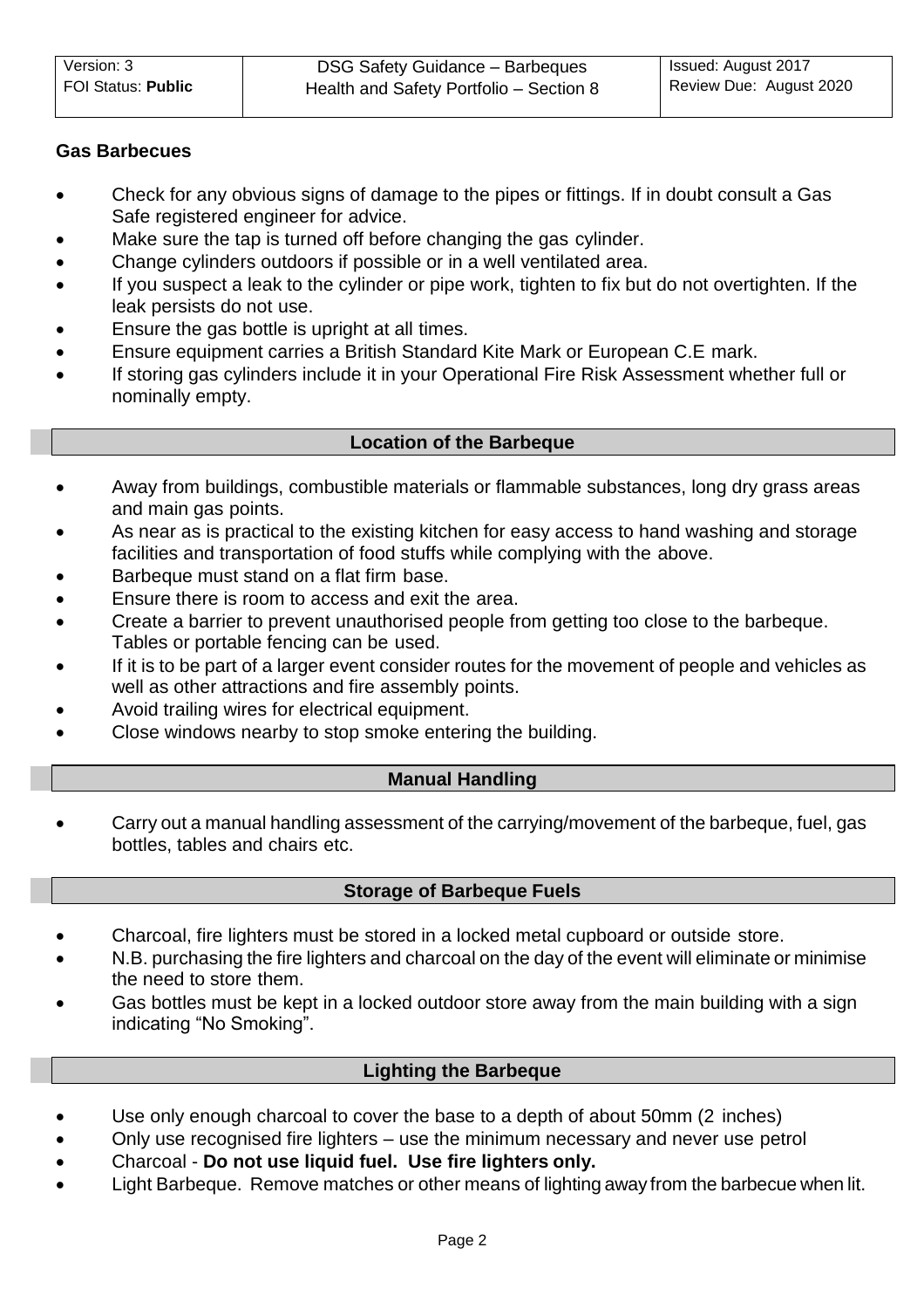**Gas Barbecues**

- Check for any obvious signs of damage to the pipes or fittings. If in doubt consult a Gas Safe registered engineer for advice.
- Make sure the tap is turned off before changing the gas cylinder.
- Change cylinders outdoors if possible or in a well ventilated area.
- If you suspect a leak to the cylinder or pipe work, tighten to fix but do not overtighten. If the leak persists do not use.
- Ensure the gas bottle is upright at all times.
- Ensure equipment carries a British Standard Kite Mark or European C.E mark.
- If storing gas cylinders include it in your Operational Fire Risk Assessment whether full or nominally empty.

## Location of the Barbeque

- Away from buildings, combustible materials or flammable substances, long dry grass areas and main gas points.
- As near as is practical to the existing kitchen for easy access to hand washing and storage facilities and transportation of food stuffs while complying with the above.
- Barbeque must stand on a flat firm base.
- Ensure there is room to access and exit the area.
- Create a barrier to prevent unauthorised people from getting too close to the barbeque. Tables or portable fencing can be used.
- If it is to be part of a larger event consider routes for the movement of people and vehicles as well as other attractions and fire assembly points.
- Avoid trailing wires for electrical equipment.
- Close windows nearby to stop smoke entering the building.

## Manual Handling

- Carry out a manual handling assessment of the carrying/movement of the barbeque, fuel, gas bottles, tables and chairs etc.

## Storage of Barbeque Fuels

- Charcoal, fire lighters must be stored in a locked metal cupboard or outside store.
- N.B. purchasing the fire lighters and charcoal on the day of the event will eliminate or minimise the need to store them.
- Gas bottles must be kept in a locked outdoor store away from the main building with a sign indicating "No Smoking".

## Lighting the Barbeque

- Use only enough charcoal to cover the base to a depth of about 50mm (2 inches)
- Only use recognised fire lighters – use the minimum necessary and never use petrol
- Charcoal - **Do not use liquid fuel. Use fire lighters only.**
- Light Barbeque. Remove matches or other means of lighting away from the barbecue when lit.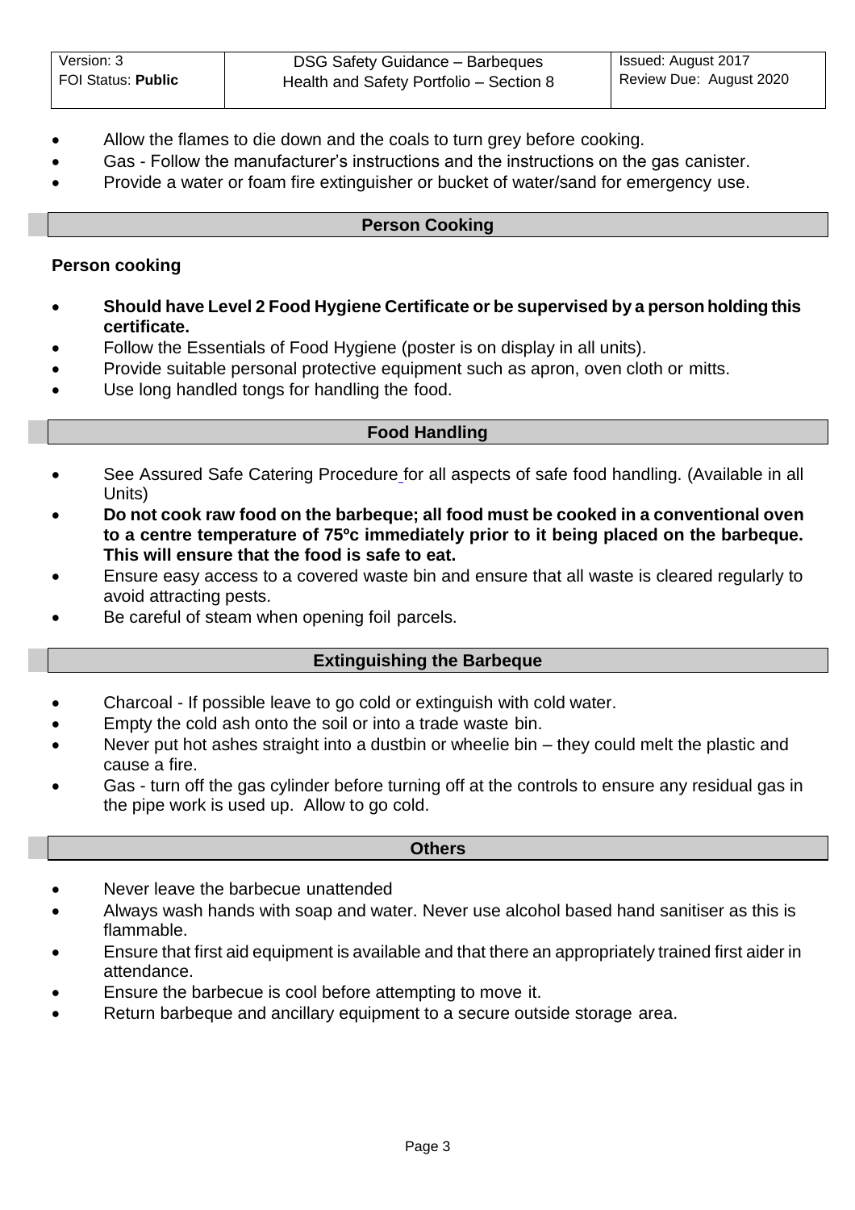- Allow the flames to die down and the coals to turn grey before cooking.
- Gas - Follow the manufacturer's instructions and the instructions on the gas canister.
- Provide a water or foam fire extinguisher or bucket of water/sand for emergency use.

## Person Cooking

**Person cooking**

- **Should have Level 2 Food Hygiene Certificate or be supervised by a person holding this certificate.**
- Follow the Essentials of Food Hygiene (poster is on display in all units).
- Provide suitable personal protective equipment such as apron, oven cloth or mitts.
- Use long handled tongs for handling the food.

## Food Handling

- See Assured Safe Catering Procedure for all aspects of safe food handling. (Available in all Units)
- **Do not cook raw food on the barbeque; all food must be cooked in a conventional oven to a centre temperature of 75ºc immediately prior to it being placed on the barbeque. This will ensure that the food is safe to eat.**
- Ensure easy access to a covered waste bin and ensure that all waste is cleared regularly to avoid attracting pests.
- Be careful of steam when opening foil parcels.

## Extinguishing the Barbeque

- Charcoal - If possible leave to go cold or extinguish with cold water.
- Empty the cold ash onto the soil or into a trade waste bin.
- Never put hot ashes straight into a dustbin or wheelie bin – they could melt the plastic and cause a fire.
- Gas - turn off the gas cylinder before turning off at the controls to ensure any residual gas in the pipe work is used up. Allow to go cold.

## Others

- Never leave the barbecue unattended
- Always wash hands with soap and water. Never use alcohol based hand sanitiser as this is flammable.
- Ensure that first aid equipment is available and that there an appropriately trained first aider in attendance.
- Ensure the barbecue is cool before attempting to move it.
- Return barbeque and ancillary equipment to a secure outside storage area.